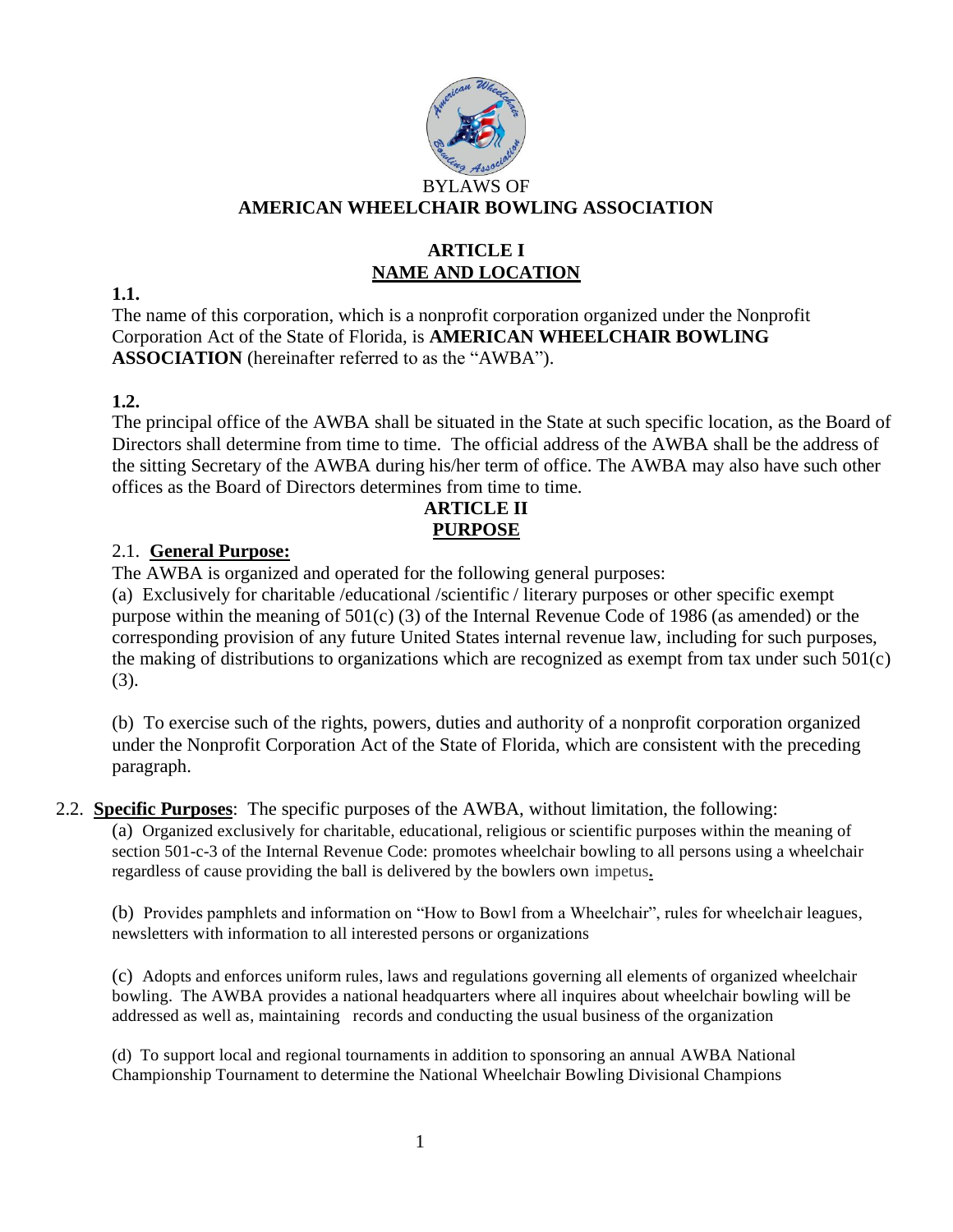BYLAWS OF

# AMERICAN WHEELCHAIR BOWLING ASSOCIATION

## ARTICLE I
## NAME AND LOCATION

**1.1.**

The name of this corporation, which is a nonprofit corporation organized under the Nonprofit Corporation Act of the State of Florida, is **AMERICAN WHEELCHAIR BOWLING ASSOCIATION** (hereinafter referred to as the "AWBA").

**1.2.**

The principal office of the AWBA shall be situated in the State at such specific location, as the Board of Directors shall determine from time to time. The official address of the AWBA shall be the address of the sitting Secretary of the AWBA during his/her term of office. The AWBA may also have such other offices as the Board of Directors determines from time to time.

## ARTICLE II
## PURPOSE

2.1. **General Purpose:**

The AWBA is organized and operated for the following general purposes:

(a) Exclusively for charitable /educational /scientific / literary purposes or other specific exempt purpose within the meaning of 501(c) (3) of the Internal Revenue Code of 1986 (as amended) or the corresponding provision of any future United States internal revenue law, including for such purposes, the making of distributions to organizations which are recognized as exempt from tax under such 501(c) (3).

(b) To exercise such of the rights, powers, duties and authority of a nonprofit corporation organized under the Nonprofit Corporation Act of the State of Florida, which are consistent with the preceding paragraph.

2.2. **Specific Purposes**: The specific purposes of the AWBA, without limitation, the following:

(a) Organized exclusively for charitable, educational, religious or scientific purposes within the meaning of section 501-c-3 of the Internal Revenue Code: promotes wheelchair bowling to all persons using a wheelchair regardless of cause providing the ball is delivered by the bowlers own impetus.

(b) Provides pamphlets and information on "How to Bowl from a Wheelchair", rules for wheelchair leagues, newsletters with information to all interested persons or organizations

(c) Adopts and enforces uniform rules, laws and regulations governing all elements of organized wheelchair bowling. The AWBA provides a national headquarters where all inquires about wheelchair bowling will be addressed as well as, maintaining records and conducting the usual business of the organization

(d) To support local and regional tournaments in addition to sponsoring an annual AWBA National Championship Tournament to determine the National Wheelchair Bowling Divisional Champions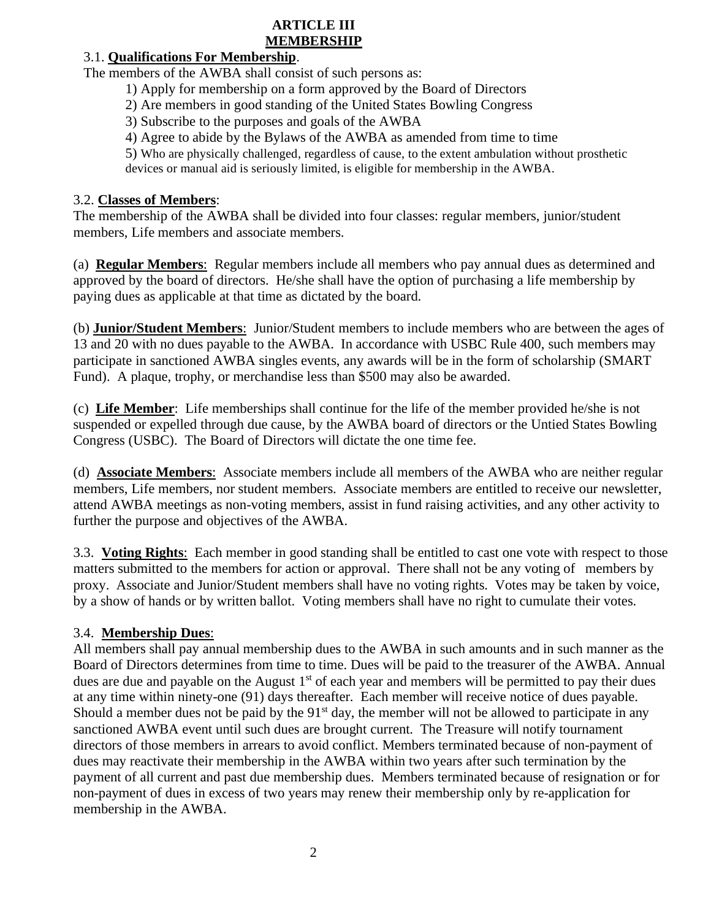# ARTICLE III
## MEMBERSHIP

3.1. **Qualifications For Membership**.

The members of the AWBA shall consist of such persons as:

1) Apply for membership on a form approved by the Board of Directors
2) Are members in good standing of the United States Bowling Congress
3) Subscribe to the purposes and goals of the AWBA
4) Agree to abide by the Bylaws of the AWBA as amended from time to time
5) Who are physically challenged, regardless of cause, to the extent ambulation without prosthetic devices or manual aid is seriously limited, is eligible for membership in the AWBA.

3.2. **Classes of Members**:

The membership of the AWBA shall be divided into four classes: regular members, junior/student members, Life members and associate members.

(a) **Regular Members**: Regular members include all members who pay annual dues as determined and approved by the board of directors. He/she shall have the option of purchasing a life membership by paying dues as applicable at that time as dictated by the board.

(b) **Junior/Student Members**: Junior/Student members to include members who are between the ages of 13 and 20 with no dues payable to the AWBA. In accordance with USBC Rule 400, such members may participate in sanctioned AWBA singles events, any awards will be in the form of scholarship (SMART Fund). A plaque, trophy, or merchandise less than $500 may also be awarded.

(c) **Life Member**: Life memberships shall continue for the life of the member provided he/she is not suspended or expelled through due cause, by the AWBA board of directors or the Untied States Bowling Congress (USBC). The Board of Directors will dictate the one time fee.

(d) **Associate Members**: Associate members include all members of the AWBA who are neither regular members, Life members, nor student members. Associate members are entitled to receive our newsletter, attend AWBA meetings as non-voting members, assist in fund raising activities, and any other activity to further the purpose and objectives of the AWBA.

3.3. **Voting Rights**: Each member in good standing shall be entitled to cast one vote with respect to those matters submitted to the members for action or approval. There shall not be any voting of members by proxy. Associate and Junior/Student members shall have no voting rights. Votes may be taken by voice, by a show of hands or by written ballot. Voting members shall have no right to cumulate their votes.

3.4. **Membership Dues**:

All members shall pay annual membership dues to the AWBA in such amounts and in such manner as the Board of Directors determines from time to time. Dues will be paid to the treasurer of the AWBA. Annual dues are due and payable on the August 1st of each year and members will be permitted to pay their dues at any time within ninety-one (91) days thereafter. Each member will receive notice of dues payable. Should a member dues not be paid by the 91st day, the member will not be allowed to participate in any sanctioned AWBA event until such dues are brought current. The Treasure will notify tournament directors of those members in arrears to avoid conflict. Members terminated because of non-payment of dues may reactivate their membership in the AWBA within two years after such termination by the payment of all current and past due membership dues. Members terminated because of resignation or for non-payment of dues in excess of two years may renew their membership only by re-application for membership in the AWBA.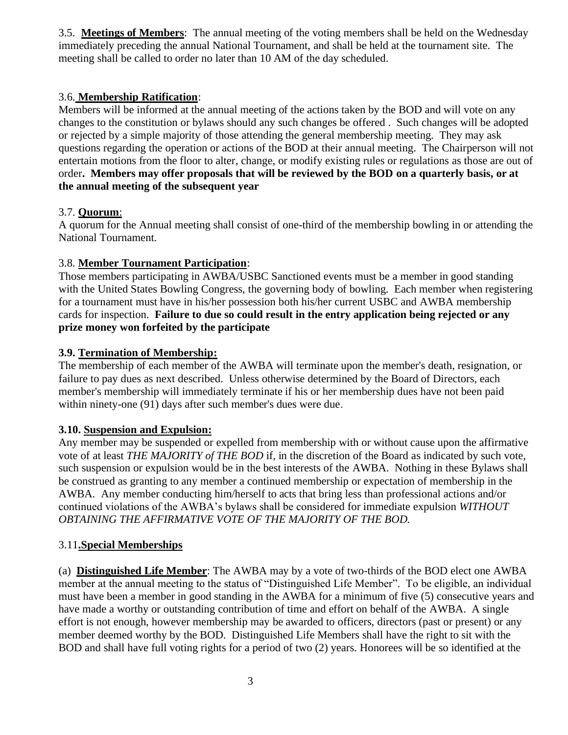3.5. **<u>Meetings of Members</u>**: The annual meeting of the voting members shall be held on the Wednesday immediately preceding the annual National Tournament, and shall be held at the tournament site. The meeting shall be called to order no later than 10 AM of the day scheduled.

3.6. **<u>Membership Ratification</u>**:
Members will be informed at the annual meeting of the actions taken by the BOD and will vote on any changes to the constitution or bylaws should any such changes be offered . Such changes will be adopted or rejected by a simple majority of those attending the general membership meeting. They may ask questions regarding the operation or actions of the BOD at their annual meeting. The Chairperson will not entertain motions from the floor to alter, change, or modify existing rules or regulations as those are out of order**. Members may offer proposals that will be reviewed by the BOD on a quarterly basis, or at the annual meeting of the subsequent year**

3.7. **<u>Quorum</u>**:
A quorum for the Annual meeting shall consist of one-third of the membership bowling in or attending the National Tournament.

3.8. **<u>Member Tournament Participation</u>**:
Those members participating in AWBA/USBC Sanctioned events must be a member in good standing with the United States Bowling Congress, the governing body of bowling. Each member when registering for a tournament must have in his/her possession both his/her current USBC and AWBA membership cards for inspection. **Failure to due so could result in the entry application being rejected or any prize money won forfeited by the participate**

**3.9. <u>Termination of Membership:</u>**
The membership of each member of the AWBA will terminate upon the member's death, resignation, or failure to pay dues as next described. Unless otherwise determined by the Board of Directors, each member's membership will immediately terminate if his or her membership dues have not been paid within ninety-one (91) days after such member's dues were due.

**3.10. <u>Suspension and Expulsion:</u>**
Any member may be suspended or expelled from membership with or without cause upon the affirmative vote of at least *THE MAJORITY of THE BOD* if, in the discretion of the Board as indicated by such vote, such suspension or expulsion would be in the best interests of the AWBA. Nothing in these Bylaws shall be construed as granting to any member a continued membership or expectation of membership in the AWBA. Any member conducting him/herself to acts that bring less than professional actions and/or continued violations of the AWBA's bylaws shall be considered for immediate expulsion *WITHOUT OBTAINING THE AFFIRMATIVE VOTE OF THE MAJORITY OF THE BOD.*

3.11**.<u>Special Memberships</u>**

(a) **<u>Distinguished Life Member</u>**: The AWBA may by a vote of two-thirds of the BOD elect one AWBA member at the annual meeting to the status of "Distinguished Life Member". To be eligible, an individual must have been a member in good standing in the AWBA for a minimum of five (5) consecutive years and have made a worthy or outstanding contribution of time and effort on behalf of the AWBA. A single effort is not enough, however membership may be awarded to officers, directors (past or present) or any member deemed worthy by the BOD. Distinguished Life Members shall have the right to sit with the BOD and shall have full voting rights for a period of two (2) years. Honorees will be so identified at the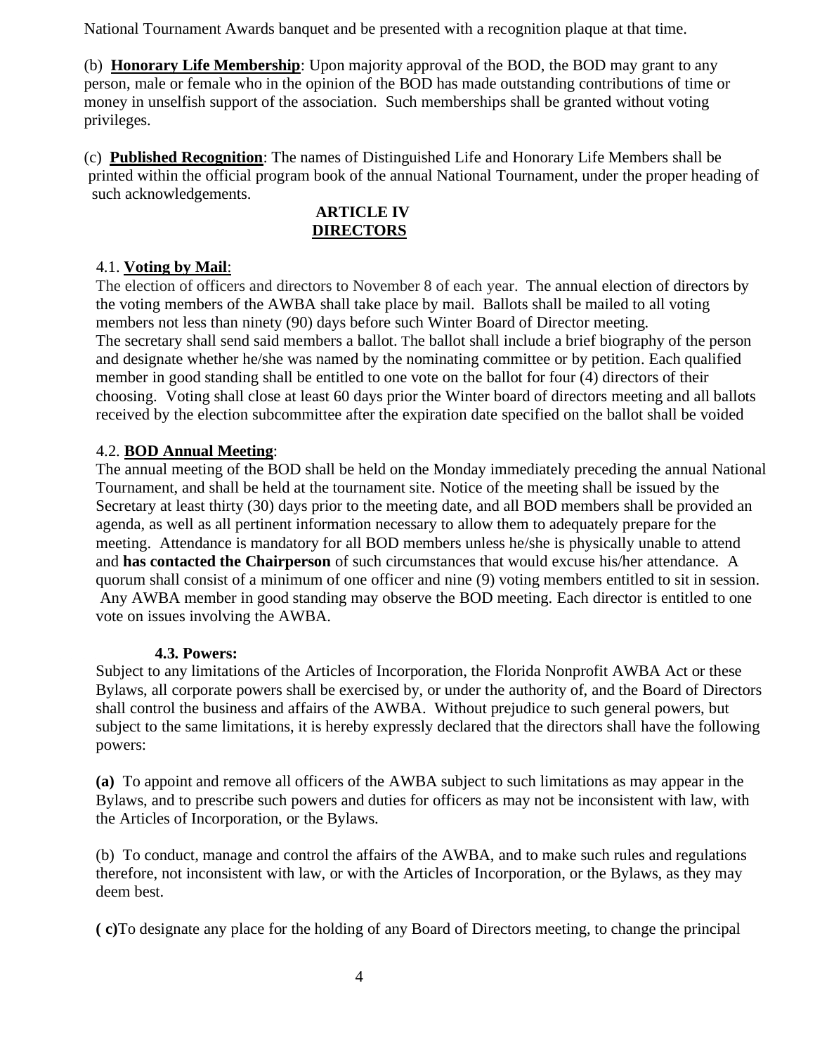National Tournament Awards banquet and be presented with a recognition plaque at that time.

(b) **Honorary Life Membership**: Upon majority approval of the BOD, the BOD may grant to any person, male or female who in the opinion of the BOD has made outstanding contributions of time or money in unselfish support of the association. Such memberships shall be granted without voting privileges.

(c) **Published Recognition**: The names of Distinguished Life and Honorary Life Members shall be printed within the official program book of the annual National Tournament, under the proper heading of such acknowledgements.

## ARTICLE IV
## DIRECTORS

4.1. **Voting by Mail**:

The election of officers and directors to November 8 of each year. The annual election of directors by the voting members of the AWBA shall take place by mail. Ballots shall be mailed to all voting members not less than ninety (90) days before such Winter Board of Director meeting.
The secretary shall send said members a ballot. The ballot shall include a brief biography of the person and designate whether he/she was named by the nominating committee or by petition. Each qualified member in good standing shall be entitled to one vote on the ballot for four (4) directors of their choosing. Voting shall close at least 60 days prior the Winter board of directors meeting and all ballots received by the election subcommittee after the expiration date specified on the ballot shall be voided

4.2. **BOD Annual Meeting**:

The annual meeting of the BOD shall be held on the Monday immediately preceding the annual National Tournament, and shall be held at the tournament site. Notice of the meeting shall be issued by the Secretary at least thirty (30) days prior to the meeting date, and all BOD members shall be provided an agenda, as well as all pertinent information necessary to allow them to adequately prepare for the meeting. Attendance is mandatory for all BOD members unless he/she is physically unable to attend and **has contacted the Chairperson** of such circumstances that would excuse his/her attendance. A quorum shall consist of a minimum of one officer and nine (9) voting members entitled to sit in session. Any AWBA member in good standing may observe the BOD meeting. Each director is entitled to one vote on issues involving the AWBA.

**4.3. Powers:**

Subject to any limitations of the Articles of Incorporation, the Florida Nonprofit AWBA Act or these Bylaws, all corporate powers shall be exercised by, or under the authority of, and the Board of Directors shall control the business and affairs of the AWBA. Without prejudice to such general powers, but subject to the same limitations, it is hereby expressly declared that the directors shall have the following powers:

**(a)** To appoint and remove all officers of the AWBA subject to such limitations as may appear in the Bylaws, and to prescribe such powers and duties for officers as may not be inconsistent with law, with the Articles of Incorporation, or the Bylaws.

(b) To conduct, manage and control the affairs of the AWBA, and to make such rules and regulations therefore, not inconsistent with law, or with the Articles of Incorporation, or the Bylaws, as they may deem best.

**( c)**To designate any place for the holding of any Board of Directors meeting, to change the principal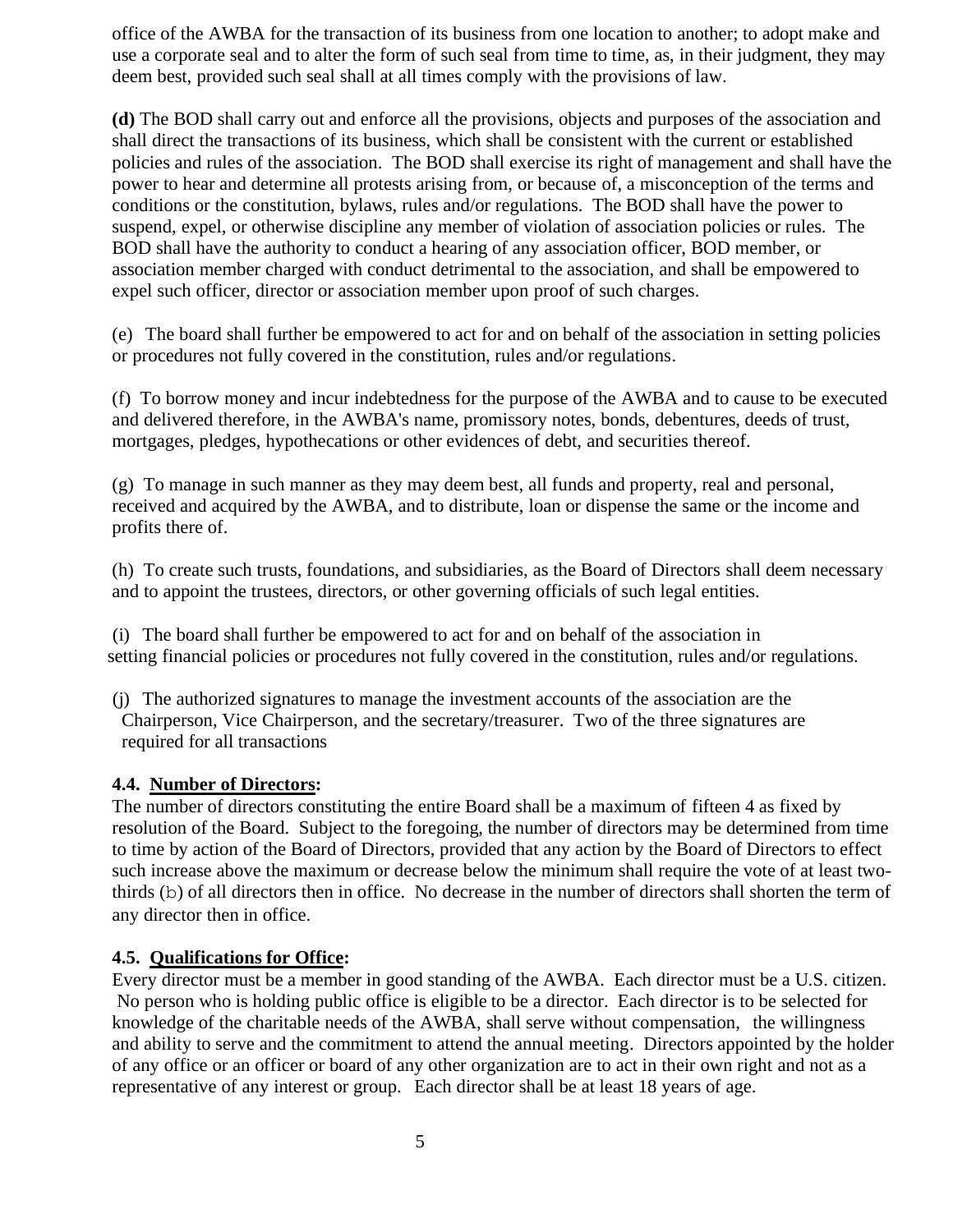office of the AWBA for the transaction of its business from one location to another; to adopt make and use a corporate seal and to alter the form of such seal from time to time, as, in their judgment, they may deem best, provided such seal shall at all times comply with the provisions of law.

**(d)** The BOD shall carry out and enforce all the provisions, objects and purposes of the association and shall direct the transactions of its business, which shall be consistent with the current or established policies and rules of the association. The BOD shall exercise its right of management and shall have the power to hear and determine all protests arising from, or because of, a misconception of the terms and conditions or the constitution, bylaws, rules and/or regulations. The BOD shall have the power to suspend, expel, or otherwise discipline any member of violation of association policies or rules. The BOD shall have the authority to conduct a hearing of any association officer, BOD member, or association member charged with conduct detrimental to the association, and shall be empowered to expel such officer, director or association member upon proof of such charges.

(e) The board shall further be empowered to act for and on behalf of the association in setting policies or procedures not fully covered in the constitution, rules and/or regulations.

(f) To borrow money and incur indebtedness for the purpose of the AWBA and to cause to be executed and delivered therefore, in the AWBA's name, promissory notes, bonds, debentures, deeds of trust, mortgages, pledges, hypothecations or other evidences of debt, and securities thereof.

(g) To manage in such manner as they may deem best, all funds and property, real and personal, received and acquired by the AWBA, and to distribute, loan or dispense the same or the income and profits there of.

(h) To create such trusts, foundations, and subsidiaries, as the Board of Directors shall deem necessary and to appoint the trustees, directors, or other governing officials of such legal entities.

(i) The board shall further be empowered to act for and on behalf of the association in setting financial policies or procedures not fully covered in the constitution, rules and/or regulations.

(j) The authorized signatures to manage the investment accounts of the association are the Chairperson, Vice Chairperson, and the secretary/treasurer. Two of the three signatures are required for all transactions

**4.4. Number of Directors:**

The number of directors constituting the entire Board shall be a maximum of fifteen 4 as fixed by resolution of the Board. Subject to the foregoing, the number of directors may be determined from time to time by action of the Board of Directors, provided that any action by the Board of Directors to effect such increase above the maximum or decrease below the minimum shall require the vote of at least two-thirds (b) of all directors then in office. No decrease in the number of directors shall shorten the term of any director then in office.

**4.5. Qualifications for Office:**

Every director must be a member in good standing of the AWBA. Each director must be a U.S. citizen. No person who is holding public office is eligible to be a director. Each director is to be selected for knowledge of the charitable needs of the AWBA, shall serve without compensation, the willingness and ability to serve and the commitment to attend the annual meeting. Directors appointed by the holder of any office or an officer or board of any other organization are to act in their own right and not as a representative of any interest or group. Each director shall be at least 18 years of age.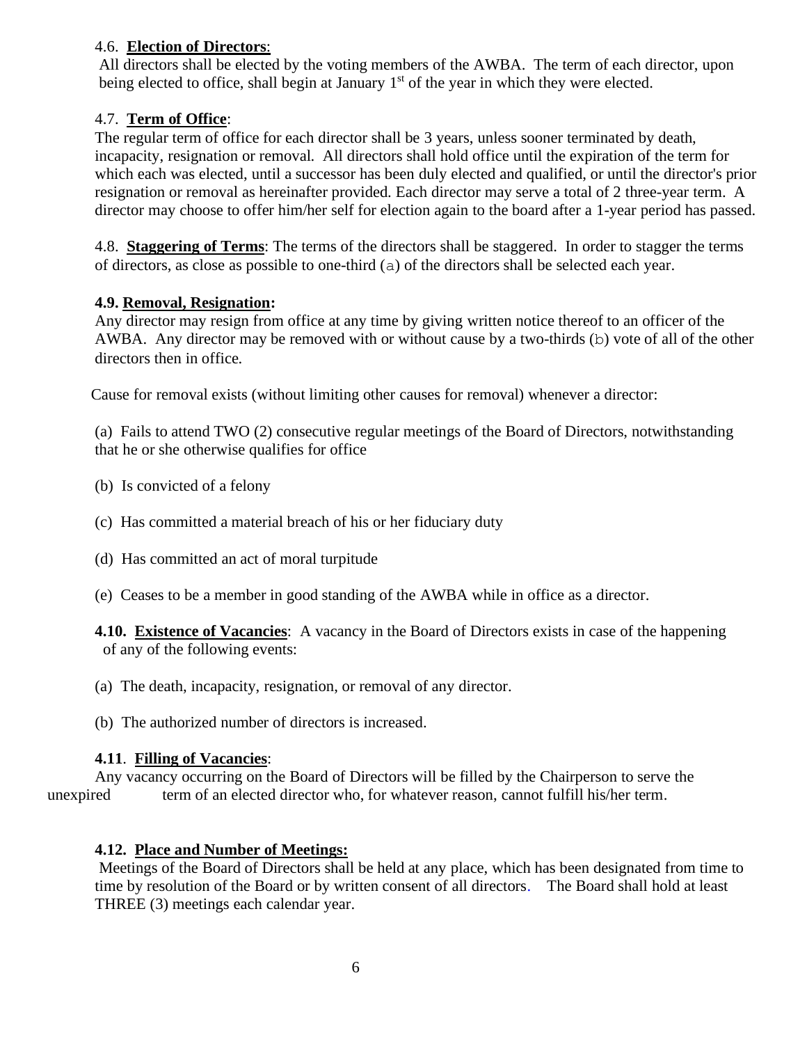4.6. **Election of Directors**:
All directors shall be elected by the voting members of the AWBA. The term of each director, upon being elected to office, shall begin at January 1st of the year in which they were elected.

4.7. **Term of Office**:
The regular term of office for each director shall be 3 years, unless sooner terminated by death, incapacity, resignation or removal. All directors shall hold office until the expiration of the term for which each was elected, until a successor has been duly elected and qualified, or until the director's prior resignation or removal as hereinafter provided. Each director may serve a total of 2 three-year term. A director may choose to offer him/her self for election again to the board after a 1-year period has passed.

4.8. **Staggering of Terms**: The terms of the directors shall be staggered. In order to stagger the terms of directors, as close as possible to one-third (a) of the directors shall be selected each year.

**4.9. Removal, Resignation:**
Any director may resign from office at any time by giving written notice thereof to an officer of the AWBA. Any director may be removed with or without cause by a two-thirds (b) vote of all of the other directors then in office.

Cause for removal exists (without limiting other causes for removal) whenever a director:

(a) Fails to attend TWO (2) consecutive regular meetings of the Board of Directors, notwithstanding that he or she otherwise qualifies for office

(b) Is convicted of a felony

(c) Has committed a material breach of his or her fiduciary duty

(d) Has committed an act of moral turpitude

(e) Ceases to be a member in good standing of the AWBA while in office as a director.

**4.10. Existence of Vacancies**: A vacancy in the Board of Directors exists in case of the happening of any of the following events:

(a) The death, incapacity, resignation, or removal of any director.

(b) The authorized number of directors is increased.

**4.11**. **Filling of Vacancies**:
Any vacancy occurring on the Board of Directors will be filled by the Chairperson to serve the unexpired term of an elected director who, for whatever reason, cannot fulfill his/her term.

**4.12. Place and Number of Meetings:**
Meetings of the Board of Directors shall be held at any place, which has been designated from time to time by resolution of the Board or by written consent of all directors. The Board shall hold at least THREE (3) meetings each calendar year.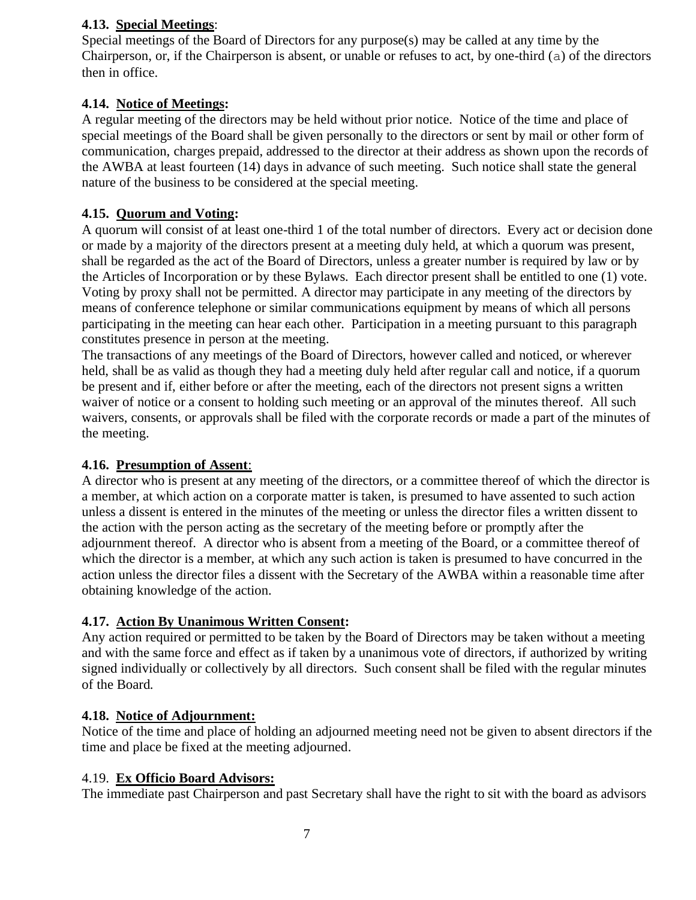**4.13. Special Meetings**:

Special meetings of the Board of Directors for any purpose(s) may be called at any time by the Chairperson, or, if the Chairperson is absent, or unable or refuses to act, by one-third (a) of the directors then in office.

**4.14. Notice of Meetings:**

A regular meeting of the directors may be held without prior notice. Notice of the time and place of special meetings of the Board shall be given personally to the directors or sent by mail or other form of communication, charges prepaid, addressed to the director at their address as shown upon the records of the AWBA at least fourteen (14) days in advance of such meeting. Such notice shall state the general nature of the business to be considered at the special meeting.

**4.15. Quorum and Voting:**

A quorum will consist of at least one-third 1 of the total number of directors. Every act or decision done or made by a majority of the directors present at a meeting duly held, at which a quorum was present, shall be regarded as the act of the Board of Directors, unless a greater number is required by law or by the Articles of Incorporation or by these Bylaws. Each director present shall be entitled to one (1) vote. Voting by proxy shall not be permitted. A director may participate in any meeting of the directors by means of conference telephone or similar communications equipment by means of which all persons participating in the meeting can hear each other. Participation in a meeting pursuant to this paragraph constitutes presence in person at the meeting.

The transactions of any meetings of the Board of Directors, however called and noticed, or wherever held, shall be as valid as though they had a meeting duly held after regular call and notice, if a quorum be present and if, either before or after the meeting, each of the directors not present signs a written waiver of notice or a consent to holding such meeting or an approval of the minutes thereof. All such waivers, consents, or approvals shall be filed with the corporate records or made a part of the minutes of the meeting.

**4.16. Presumption of Assent**:

A director who is present at any meeting of the directors, or a committee thereof of which the director is a member, at which action on a corporate matter is taken, is presumed to have assented to such action unless a dissent is entered in the minutes of the meeting or unless the director files a written dissent to the action with the person acting as the secretary of the meeting before or promptly after the adjournment thereof. A director who is absent from a meeting of the Board, or a committee thereof of which the director is a member, at which any such action is taken is presumed to have concurred in the action unless the director files a dissent with the Secretary of the AWBA within a reasonable time after obtaining knowledge of the action.

**4.17. Action By Unanimous Written Consent:**

Any action required or permitted to be taken by the Board of Directors may be taken without a meeting and with the same force and effect as if taken by a unanimous vote of directors, if authorized by writing signed individually or collectively by all directors. Such consent shall be filed with the regular minutes of the Board.

**4.18. Notice of Adjournment:**

Notice of the time and place of holding an adjourned meeting need not be given to absent directors if the time and place be fixed at the meeting adjourned.

4.19. **Ex Officio Board Advisors:**

The immediate past Chairperson and past Secretary shall have the right to sit with the board as advisors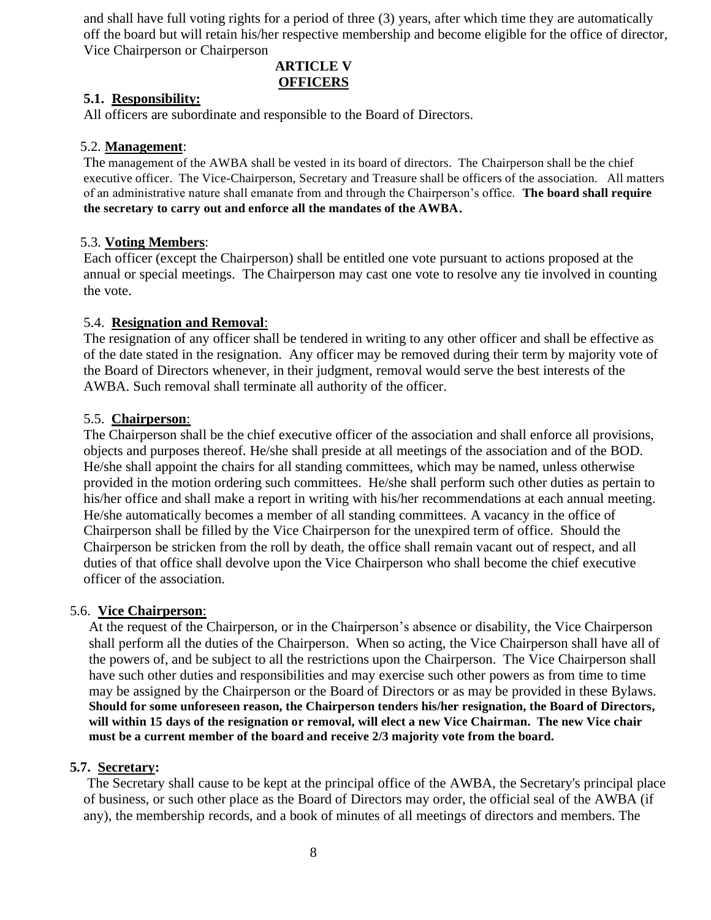and shall have full voting rights for a period of three (3) years, after which time they are automatically off the board but will retain his/her respective membership and become eligible for the office of director, Vice Chairperson or Chairperson

# ARTICLE V
# OFFICERS

**5.1. Responsibility:**

All officers are subordinate and responsible to the Board of Directors.

5.2. **Management**:

The management of the AWBA shall be vested in its board of directors. The Chairperson shall be the chief executive officer. The Vice-Chairperson, Secretary and Treasure shall be officers of the association. All matters of an administrative nature shall emanate from and through the Chairperson's office. **The board shall require the secretary to carry out and enforce all the mandates of the AWBA.**

5.3. **Voting Members**:

Each officer (except the Chairperson) shall be entitled one vote pursuant to actions proposed at the annual or special meetings. The Chairperson may cast one vote to resolve any tie involved in counting the vote.

5.4. **Resignation and Removal**:

The resignation of any officer shall be tendered in writing to any other officer and shall be effective as of the date stated in the resignation. Any officer may be removed during their term by majority vote of the Board of Directors whenever, in their judgment, removal would serve the best interests of the AWBA. Such removal shall terminate all authority of the officer.

5.5. **Chairperson**:

The Chairperson shall be the chief executive officer of the association and shall enforce all provisions, objects and purposes thereof. He/she shall preside at all meetings of the association and of the BOD. He/she shall appoint the chairs for all standing committees, which may be named, unless otherwise provided in the motion ordering such committees. He/she shall perform such other duties as pertain to his/her office and shall make a report in writing with his/her recommendations at each annual meeting. He/she automatically becomes a member of all standing committees. A vacancy in the office of Chairperson shall be filled by the Vice Chairperson for the unexpired term of office. Should the Chairperson be stricken from the roll by death, the office shall remain vacant out of respect, and all duties of that office shall devolve upon the Vice Chairperson who shall become the chief executive officer of the association.

5.6. **Vice Chairperson**:

At the request of the Chairperson, or in the Chairperson's absence or disability, the Vice Chairperson shall perform all the duties of the Chairperson. When so acting, the Vice Chairperson shall have all of the powers of, and be subject to all the restrictions upon the Chairperson. The Vice Chairperson shall have such other duties and responsibilities and may exercise such other powers as from time to time may be assigned by the Chairperson or the Board of Directors or as may be provided in these Bylaws. **Should for some unforeseen reason, the Chairperson tenders his/her resignation, the Board of Directors, will within 15 days of the resignation or removal, will elect a new Vice Chairman. The new Vice chair must be a current member of the board and receive 2/3 majority vote from the board.**

**5.7. Secretary:**

The Secretary shall cause to be kept at the principal office of the AWBA, the Secretary's principal place of business, or such other place as the Board of Directors may order, the official seal of the AWBA (if any), the membership records, and a book of minutes of all meetings of directors and members. The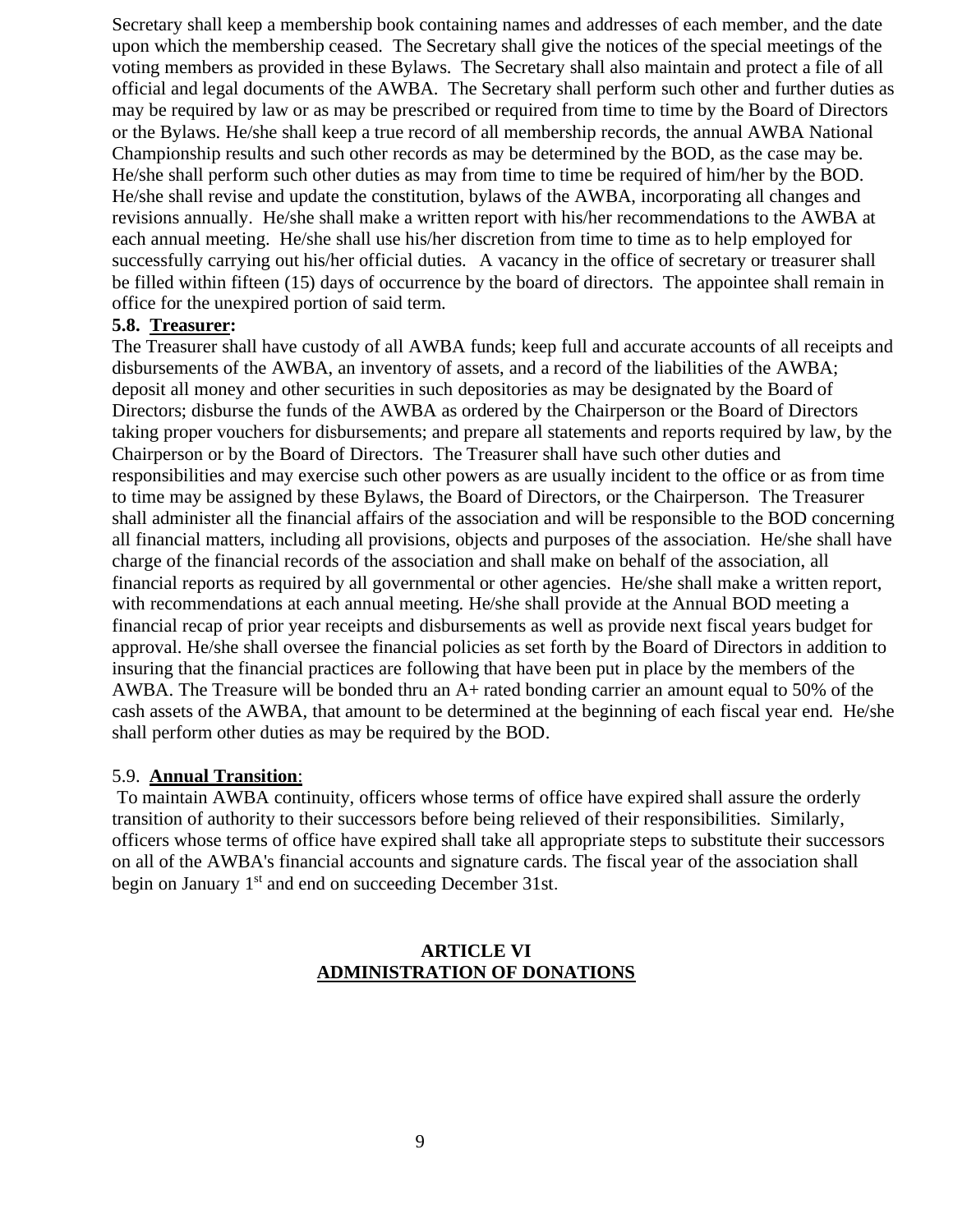Secretary shall keep a membership book containing names and addresses of each member, and the date upon which the membership ceased. The Secretary shall give the notices of the special meetings of the voting members as provided in these Bylaws. The Secretary shall also maintain and protect a file of all official and legal documents of the AWBA. The Secretary shall perform such other and further duties as may be required by law or as may be prescribed or required from time to time by the Board of Directors or the Bylaws. He/she shall keep a true record of all membership records, the annual AWBA National Championship results and such other records as may be determined by the BOD, as the case may be. He/she shall perform such other duties as may from time to time be required of him/her by the BOD. He/she shall revise and update the constitution, bylaws of the AWBA, incorporating all changes and revisions annually. He/she shall make a written report with his/her recommendations to the AWBA at each annual meeting. He/she shall use his/her discretion from time to time as to help employed for successfully carrying out his/her official duties. A vacancy in the office of secretary or treasurer shall be filled within fifteen (15) days of occurrence by the board of directors. The appointee shall remain in office for the unexpired portion of said term.

**5.8. Treasurer:**

The Treasurer shall have custody of all AWBA funds; keep full and accurate accounts of all receipts and disbursements of the AWBA, an inventory of assets, and a record of the liabilities of the AWBA; deposit all money and other securities in such depositories as may be designated by the Board of Directors; disburse the funds of the AWBA as ordered by the Chairperson or the Board of Directors taking proper vouchers for disbursements; and prepare all statements and reports required by law, by the Chairperson or by the Board of Directors. The Treasurer shall have such other duties and responsibilities and may exercise such other powers as are usually incident to the office or as from time to time may be assigned by these Bylaws, the Board of Directors, or the Chairperson. The Treasurer shall administer all the financial affairs of the association and will be responsible to the BOD concerning all financial matters, including all provisions, objects and purposes of the association. He/she shall have charge of the financial records of the association and shall make on behalf of the association, all financial reports as required by all governmental or other agencies. He/she shall make a written report, with recommendations at each annual meeting. He/she shall provide at the Annual BOD meeting a financial recap of prior year receipts and disbursements as well as provide next fiscal years budget for approval. He/she shall oversee the financial policies as set forth by the Board of Directors in addition to insuring that the financial practices are following that have been put in place by the members of the AWBA. The Treasure will be bonded thru an A+ rated bonding carrier an amount equal to 50% of the cash assets of the AWBA, that amount to be determined at the beginning of each fiscal year end. He/she shall perform other duties as may be required by the BOD.

5.9. **Annual Transition**:

To maintain AWBA continuity, officers whose terms of office have expired shall assure the orderly transition of authority to their successors before being relieved of their responsibilities. Similarly, officers whose terms of office have expired shall take all appropriate steps to substitute their successors on all of the AWBA's financial accounts and signature cards. The fiscal year of the association shall begin on January 1st and end on succeeding December 31st.

## ARTICLE VI
## ADMINISTRATION OF DONATIONS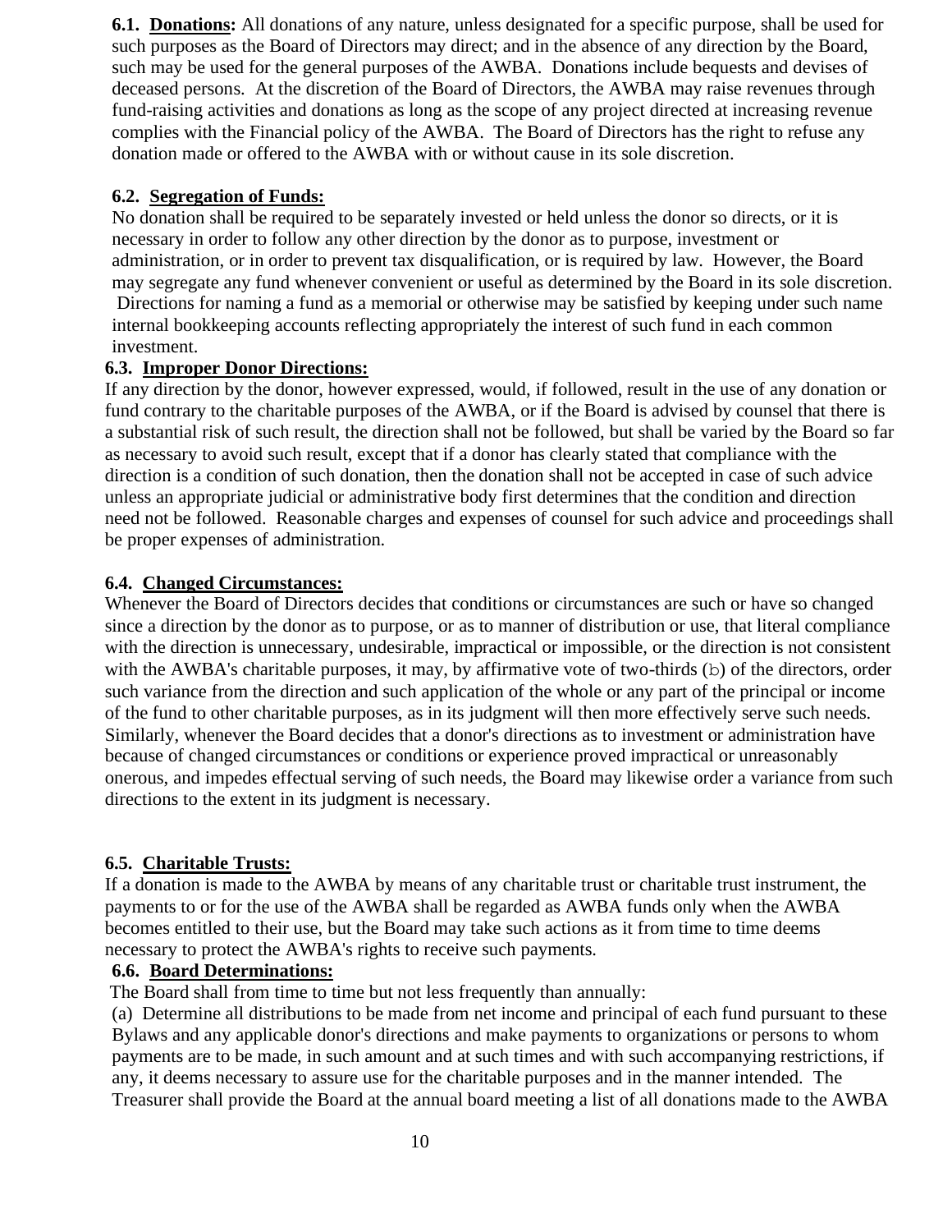**6.1. <u>Donations</u>:** All donations of any nature, unless designated for a specific purpose, shall be used for such purposes as the Board of Directors may direct; and in the absence of any direction by the Board, such may be used for the general purposes of the AWBA. Donations include bequests and devises of deceased persons. At the discretion of the Board of Directors, the AWBA may raise revenues through fund-raising activities and donations as long as the scope of any project directed at increasing revenue complies with the Financial policy of the AWBA. The Board of Directors has the right to refuse any donation made or offered to the AWBA with or without cause in its sole discretion.

**6.2. <u>Segregation of Funds:</u>**

No donation shall be required to be separately invested or held unless the donor so directs, or it is necessary in order to follow any other direction by the donor as to purpose, investment or administration, or in order to prevent tax disqualification, or is required by law. However, the Board may segregate any fund whenever convenient or useful as determined by the Board in its sole discretion. Directions for naming a fund as a memorial or otherwise may be satisfied by keeping under such name internal bookkeeping accounts reflecting appropriately the interest of such fund in each common investment.

**6.3. <u>Improper Donor Directions:</u>**

If any direction by the donor, however expressed, would, if followed, result in the use of any donation or fund contrary to the charitable purposes of the AWBA, or if the Board is advised by counsel that there is a substantial risk of such result, the direction shall not be followed, but shall be varied by the Board so far as necessary to avoid such result, except that if a donor has clearly stated that compliance with the direction is a condition of such donation, then the donation shall not be accepted in case of such advice unless an appropriate judicial or administrative body first determines that the condition and direction need not be followed. Reasonable charges and expenses of counsel for such advice and proceedings shall be proper expenses of administration.

**6.4. <u>Changed Circumstances:</u>**

Whenever the Board of Directors decides that conditions or circumstances are such or have so changed since a direction by the donor as to purpose, or as to manner of distribution or use, that literal compliance with the direction is unnecessary, undesirable, impractical or impossible, or the direction is not consistent with the AWBA's charitable purposes, it may, by affirmative vote of two-thirds (b) of the directors, order such variance from the direction and such application of the whole or any part of the principal or income of the fund to other charitable purposes, as in its judgment will then more effectively serve such needs. Similarly, whenever the Board decides that a donor's directions as to investment or administration have because of changed circumstances or conditions or experience proved impractical or unreasonably onerous, and impedes effectual serving of such needs, the Board may likewise order a variance from such directions to the extent in its judgment is necessary.

**6.5. <u>Charitable Trusts:</u>**

If a donation is made to the AWBA by means of any charitable trust or charitable trust instrument, the payments to or for the use of the AWBA shall be regarded as AWBA funds only when the AWBA becomes entitled to their use, but the Board may take such actions as it from time to time deems necessary to protect the AWBA's rights to receive such payments.

**6.6. <u>Board Determinations:</u>**

The Board shall from time to time but not less frequently than annually:

(a) Determine all distributions to be made from net income and principal of each fund pursuant to these Bylaws and any applicable donor's directions and make payments to organizations or persons to whom payments are to be made, in such amount and at such times and with such accompanying restrictions, if any, it deems necessary to assure use for the charitable purposes and in the manner intended. The Treasurer shall provide the Board at the annual board meeting a list of all donations made to the AWBA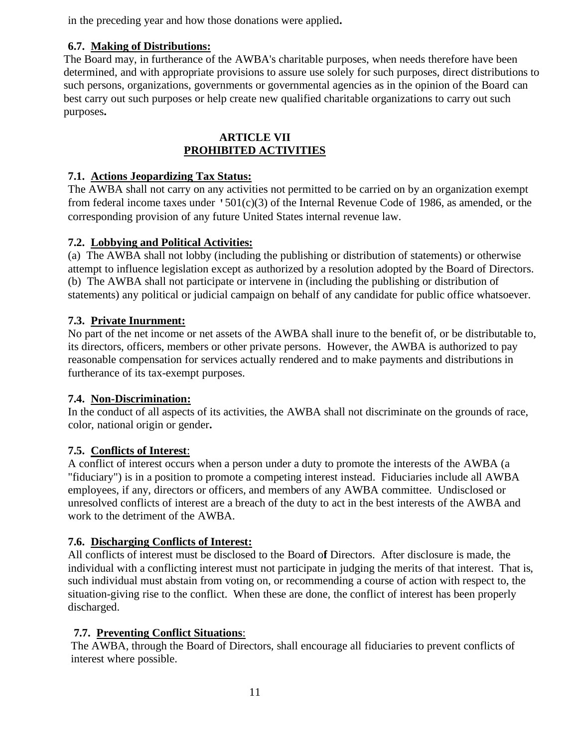in the preceding year and how those donations were applied**.**

**6.7. Making of Distributions:**
The Board may, in furtherance of the AWBA's charitable purposes, when needs therefore have been determined, and with appropriate provisions to assure use solely for such purposes, direct distributions to such persons, organizations, governments or governmental agencies as in the opinion of the Board can best carry out such purposes or help create new qualified charitable organizations to carry out such purposes**.**

## ARTICLE VII
## PROHIBITED ACTIVITIES

**7.1. Actions Jeopardizing Tax Status:**
The AWBA shall not carry on any activities not permitted to be carried on by an organization exempt from federal income taxes under '501(c)(3) of the Internal Revenue Code of 1986, as amended, or the corresponding provision of any future United States internal revenue law.

**7.2. Lobbying and Political Activities:**
(a) The AWBA shall not lobby (including the publishing or distribution of statements) or otherwise attempt to influence legislation except as authorized by a resolution adopted by the Board of Directors.
(b) The AWBA shall not participate or intervene in (including the publishing or distribution of statements) any political or judicial campaign on behalf of any candidate for public office whatsoever.

**7.3. Private Inurnment:**
No part of the net income or net assets of the AWBA shall inure to the benefit of, or be distributable to, its directors, officers, members or other private persons. However, the AWBA is authorized to pay reasonable compensation for services actually rendered and to make payments and distributions in furtherance of its tax-exempt purposes.

**7.4. Non-Discrimination:**
In the conduct of all aspects of its activities, the AWBA shall not discriminate on the grounds of race, color, national origin or gender**.**

**7.5. Conflicts of Interest**:
A conflict of interest occurs when a person under a duty to promote the interests of the AWBA (a "fiduciary") is in a position to promote a competing interest instead. Fiduciaries include all AWBA employees, if any, directors or officers, and members of any AWBA committee. Undisclosed or unresolved conflicts of interest are a breach of the duty to act in the best interests of the AWBA and work to the detriment of the AWBA.

**7.6. Discharging Conflicts of Interest:**
All conflicts of interest must be disclosed to the Board of Directors. After disclosure is made, the individual with a conflicting interest must not participate in judging the merits of that interest. That is, such individual must abstain from voting on, or recommending a course of action with respect to, the situation-giving rise to the conflict. When these are done, the conflict of interest has been properly discharged.

**7.7. Preventing Conflict Situations**:
The AWBA, through the Board of Directors, shall encourage all fiduciaries to prevent conflicts of interest where possible.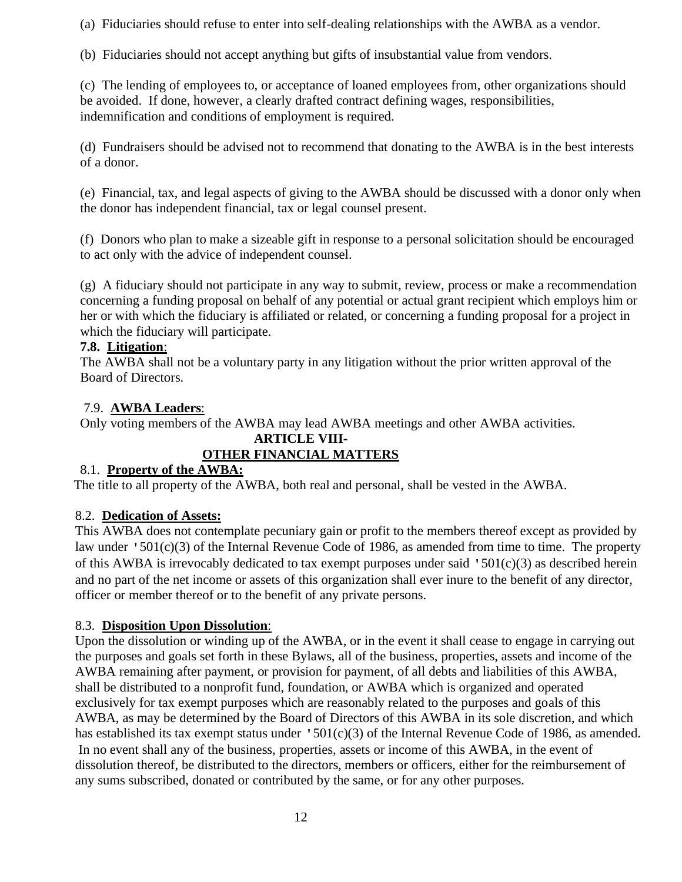(a) Fiduciaries should refuse to enter into self-dealing relationships with the AWBA as a vendor.

(b) Fiduciaries should not accept anything but gifts of insubstantial value from vendors.

(c) The lending of employees to, or acceptance of loaned employees from, other organizations should be avoided. If done, however, a clearly drafted contract defining wages, responsibilities, indemnification and conditions of employment is required.

(d) Fundraisers should be advised not to recommend that donating to the AWBA is in the best interests of a donor.

(e) Financial, tax, and legal aspects of giving to the AWBA should be discussed with a donor only when the donor has independent financial, tax or legal counsel present.

(f) Donors who plan to make a sizeable gift in response to a personal solicitation should be encouraged to act only with the advice of independent counsel.

(g) A fiduciary should not participate in any way to submit, review, process or make a recommendation concerning a funding proposal on behalf of any potential or actual grant recipient which employs him or her or with which the fiduciary is affiliated or related, or concerning a funding proposal for a project in which the fiduciary will participate.

**7.8. Litigation**:
The AWBA shall not be a voluntary party in any litigation without the prior written approval of the Board of Directors.

7.9. **AWBA Leaders**:
Only voting members of the AWBA may lead AWBA meetings and other AWBA activities.

## ARTICLE VIII- OTHER FINANCIAL MATTERS

8.1. **Property of the AWBA:**
The title to all property of the AWBA, both real and personal, shall be vested in the AWBA.

8.2. **Dedication of Assets:**
This AWBA does not contemplate pecuniary gain or profit to the members thereof except as provided by law under '501(c)(3) of the Internal Revenue Code of 1986, as amended from time to time. The property of this AWBA is irrevocably dedicated to tax exempt purposes under said '501(c)(3) as described herein and no part of the net income or assets of this organization shall ever inure to the benefit of any director, officer or member thereof or to the benefit of any private persons.

8.3. **Disposition Upon Dissolution**:
Upon the dissolution or winding up of the AWBA, or in the event it shall cease to engage in carrying out the purposes and goals set forth in these Bylaws, all of the business, properties, assets and income of the AWBA remaining after payment, or provision for payment, of all debts and liabilities of this AWBA, shall be distributed to a nonprofit fund, foundation, or AWBA which is organized and operated exclusively for tax exempt purposes which are reasonably related to the purposes and goals of this AWBA, as may be determined by the Board of Directors of this AWBA in its sole discretion, and which has established its tax exempt status under '501(c)(3) of the Internal Revenue Code of 1986, as amended. In no event shall any of the business, properties, assets or income of this AWBA, in the event of dissolution thereof, be distributed to the directors, members or officers, either for the reimbursement of any sums subscribed, donated or contributed by the same, or for any other purposes.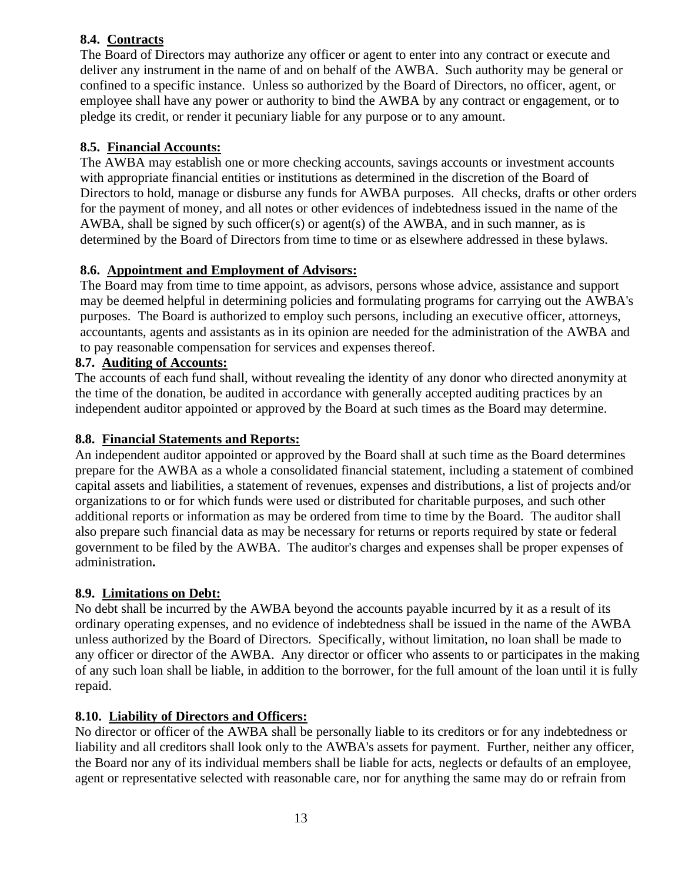**8.4. Contracts**

The Board of Directors may authorize any officer or agent to enter into any contract or execute and deliver any instrument in the name of and on behalf of the AWBA. Such authority may be general or confined to a specific instance. Unless so authorized by the Board of Directors, no officer, agent, or employee shall have any power or authority to bind the AWBA by any contract or engagement, or to pledge its credit, or render it pecuniary liable for any purpose or to any amount.

**8.5. Financial Accounts:**

The AWBA may establish one or more checking accounts, savings accounts or investment accounts with appropriate financial entities or institutions as determined in the discretion of the Board of Directors to hold, manage or disburse any funds for AWBA purposes. All checks, drafts or other orders for the payment of money, and all notes or other evidences of indebtedness issued in the name of the AWBA, shall be signed by such officer(s) or agent(s) of the AWBA, and in such manner, as is determined by the Board of Directors from time to time or as elsewhere addressed in these bylaws.

**8.6. Appointment and Employment of Advisors:**

The Board may from time to time appoint, as advisors, persons whose advice, assistance and support may be deemed helpful in determining policies and formulating programs for carrying out the AWBA's purposes. The Board is authorized to employ such persons, including an executive officer, attorneys, accountants, agents and assistants as in its opinion are needed for the administration of the AWBA and to pay reasonable compensation for services and expenses thereof.

**8.7. Auditing of Accounts:**

The accounts of each fund shall, without revealing the identity of any donor who directed anonymity at the time of the donation, be audited in accordance with generally accepted auditing practices by an independent auditor appointed or approved by the Board at such times as the Board may determine.

**8.8. Financial Statements and Reports:**

An independent auditor appointed or approved by the Board shall at such time as the Board determines prepare for the AWBA as a whole a consolidated financial statement, including a statement of combined capital assets and liabilities, a statement of revenues, expenses and distributions, a list of projects and/or organizations to or for which funds were used or distributed for charitable purposes, and such other additional reports or information as may be ordered from time to time by the Board. The auditor shall also prepare such financial data as may be necessary for returns or reports required by state or federal government to be filed by the AWBA. The auditor's charges and expenses shall be proper expenses of administration**.**

**8.9. Limitations on Debt:**

No debt shall be incurred by the AWBA beyond the accounts payable incurred by it as a result of its ordinary operating expenses, and no evidence of indebtedness shall be issued in the name of the AWBA unless authorized by the Board of Directors. Specifically, without limitation, no loan shall be made to any officer or director of the AWBA. Any director or officer who assents to or participates in the making of any such loan shall be liable, in addition to the borrower, for the full amount of the loan until it is fully repaid.

**8.10. Liability of Directors and Officers:**

No director or officer of the AWBA shall be personally liable to its creditors or for any indebtedness or liability and all creditors shall look only to the AWBA's assets for payment. Further, neither any officer, the Board nor any of its individual members shall be liable for acts, neglects or defaults of an employee, agent or representative selected with reasonable care, nor for anything the same may do or refrain from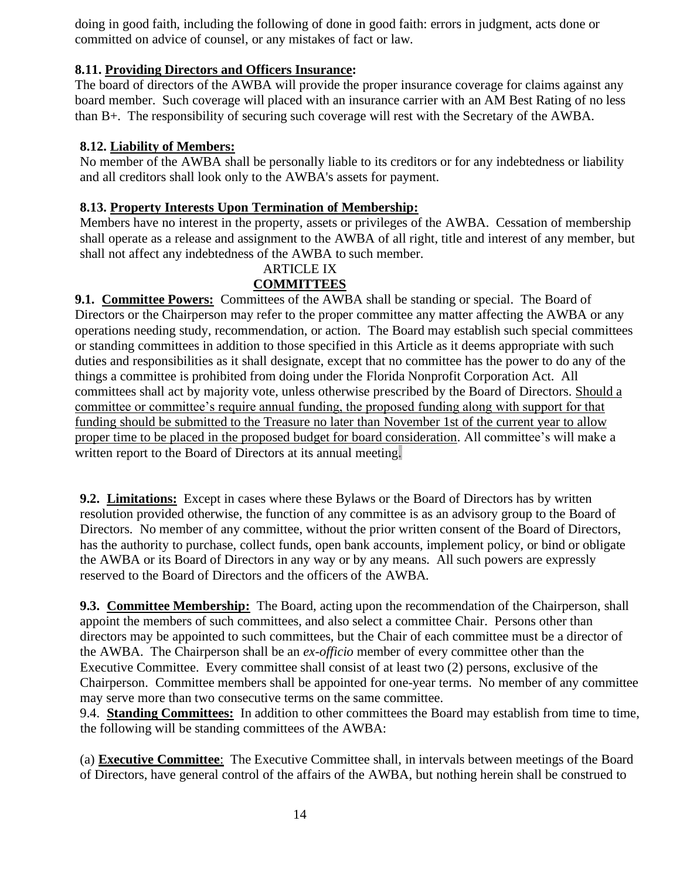doing in good faith, including the following of done in good faith: errors in judgment, acts done or committed on advice of counsel, or any mistakes of fact or law.

**8.11. Providing Directors and Officers Insurance:**

The board of directors of the AWBA will provide the proper insurance coverage for claims against any board member. Such coverage will placed with an insurance carrier with an AM Best Rating of no less than B+. The responsibility of securing such coverage will rest with the Secretary of the AWBA.

**8.12. Liability of Members:**

No member of the AWBA shall be personally liable to its creditors or for any indebtedness or liability and all creditors shall look only to the AWBA's assets for payment.

**8.13. Property Interests Upon Termination of Membership:**

Members have no interest in the property, assets or privileges of the AWBA. Cessation of membership shall operate as a release and assignment to the AWBA of all right, title and interest of any member, but shall not affect any indebtedness of the AWBA to such member.

## ARTICLE IX
## COMMITTEES

**9.1. Committee Powers:** Committees of the AWBA shall be standing or special. The Board of Directors or the Chairperson may refer to the proper committee any matter affecting the AWBA or any operations needing study, recommendation, or action. The Board may establish such special committees or standing committees in addition to those specified in this Article as it deems appropriate with such duties and responsibilities as it shall designate, except that no committee has the power to do any of the things a committee is prohibited from doing under the Florida Nonprofit Corporation Act. All committees shall act by majority vote, unless otherwise prescribed by the Board of Directors. Should a committee or committee's require annual funding, the proposed funding along with support for that funding should be submitted to the Treasure no later than November 1st of the current year to allow proper time to be placed in the proposed budget for board consideration. All committee's will make a written report to the Board of Directors at its annual meeting.

**9.2. Limitations:** Except in cases where these Bylaws or the Board of Directors has by written resolution provided otherwise, the function of any committee is as an advisory group to the Board of Directors. No member of any committee, without the prior written consent of the Board of Directors, has the authority to purchase, collect funds, open bank accounts, implement policy, or bind or obligate the AWBA or its Board of Directors in any way or by any means. All such powers are expressly reserved to the Board of Directors and the officers of the AWBA.

**9.3. Committee Membership:** The Board, acting upon the recommendation of the Chairperson, shall appoint the members of such committees, and also select a committee Chair. Persons other than directors may be appointed to such committees, but the Chair of each committee must be a director of the AWBA. The Chairperson shall be an *ex-officio* member of every committee other than the Executive Committee. Every committee shall consist of at least two (2) persons, exclusive of the Chairperson. Committee members shall be appointed for one-year terms. No member of any committee may serve more than two consecutive terms on the same committee.

9.4. **Standing Committees:** In addition to other committees the Board may establish from time to time, the following will be standing committees of the AWBA:

(a) **Executive Committee**: The Executive Committee shall, in intervals between meetings of the Board of Directors, have general control of the affairs of the AWBA, but nothing herein shall be construed to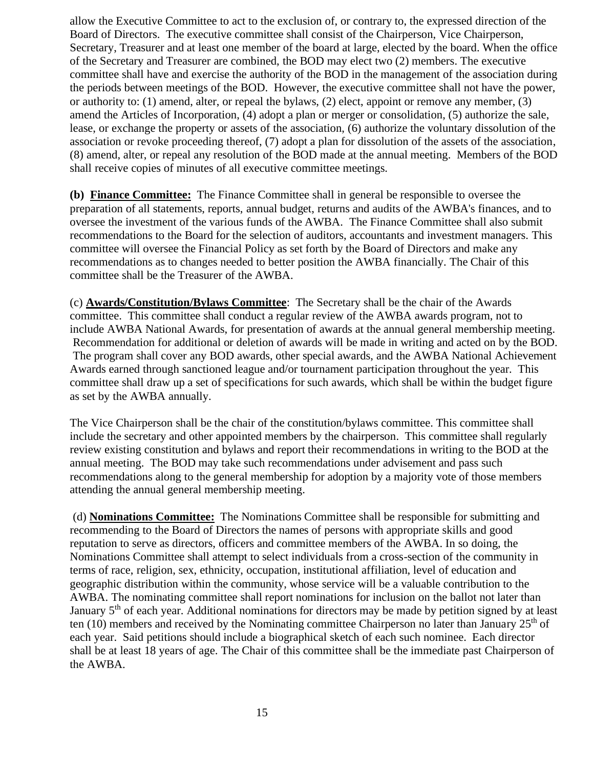allow the Executive Committee to act to the exclusion of, or contrary to, the expressed direction of the Board of Directors. The executive committee shall consist of the Chairperson, Vice Chairperson, Secretary, Treasurer and at least one member of the board at large, elected by the board. When the office of the Secretary and Treasurer are combined, the BOD may elect two (2) members. The executive committee shall have and exercise the authority of the BOD in the management of the association during the periods between meetings of the BOD. However, the executive committee shall not have the power, or authority to: (1) amend, alter, or repeal the bylaws, (2) elect, appoint or remove any member, (3) amend the Articles of Incorporation, (4) adopt a plan or merger or consolidation, (5) authorize the sale, lease, or exchange the property or assets of the association, (6) authorize the voluntary dissolution of the association or revoke proceeding thereof, (7) adopt a plan for dissolution of the assets of the association, (8) amend, alter, or repeal any resolution of the BOD made at the annual meeting. Members of the BOD shall receive copies of minutes of all executive committee meetings.

**(b) <u>Finance Committee:</u>** The Finance Committee shall in general be responsible to oversee the preparation of all statements, reports, annual budget, returns and audits of the AWBA's finances, and to oversee the investment of the various funds of the AWBA. The Finance Committee shall also submit recommendations to the Board for the selection of auditors, accountants and investment managers. This committee will oversee the Financial Policy as set forth by the Board of Directors and make any recommendations as to changes needed to better position the AWBA financially. The Chair of this committee shall be the Treasurer of the AWBA.

(c) **<u>Awards/Constitution/Bylaws Committee</u>**: The Secretary shall be the chair of the Awards committee. This committee shall conduct a regular review of the AWBA awards program, not to include AWBA National Awards, for presentation of awards at the annual general membership meeting. Recommendation for additional or deletion of awards will be made in writing and acted on by the BOD. The program shall cover any BOD awards, other special awards, and the AWBA National Achievement Awards earned through sanctioned league and/or tournament participation throughout the year. This committee shall draw up a set of specifications for such awards, which shall be within the budget figure as set by the AWBA annually.

The Vice Chairperson shall be the chair of the constitution/bylaws committee. This committee shall include the secretary and other appointed members by the chairperson. This committee shall regularly review existing constitution and bylaws and report their recommendations in writing to the BOD at the annual meeting. The BOD may take such recommendations under advisement and pass such recommendations along to the general membership for adoption by a majority vote of those members attending the annual general membership meeting.

(d) **<u>Nominations Committee:</u>** The Nominations Committee shall be responsible for submitting and recommending to the Board of Directors the names of persons with appropriate skills and good reputation to serve as directors, officers and committee members of the AWBA. In so doing, the Nominations Committee shall attempt to select individuals from a cross-section of the community in terms of race, religion, sex, ethnicity, occupation, institutional affiliation, level of education and geographic distribution within the community, whose service will be a valuable contribution to the AWBA. The nominating committee shall report nominations for inclusion on the ballot not later than January 5th of each year. Additional nominations for directors may be made by petition signed by at least ten (10) members and received by the Nominating committee Chairperson no later than January 25th of each year. Said petitions should include a biographical sketch of each such nominee. Each director shall be at least 18 years of age. The Chair of this committee shall be the immediate past Chairperson of the AWBA.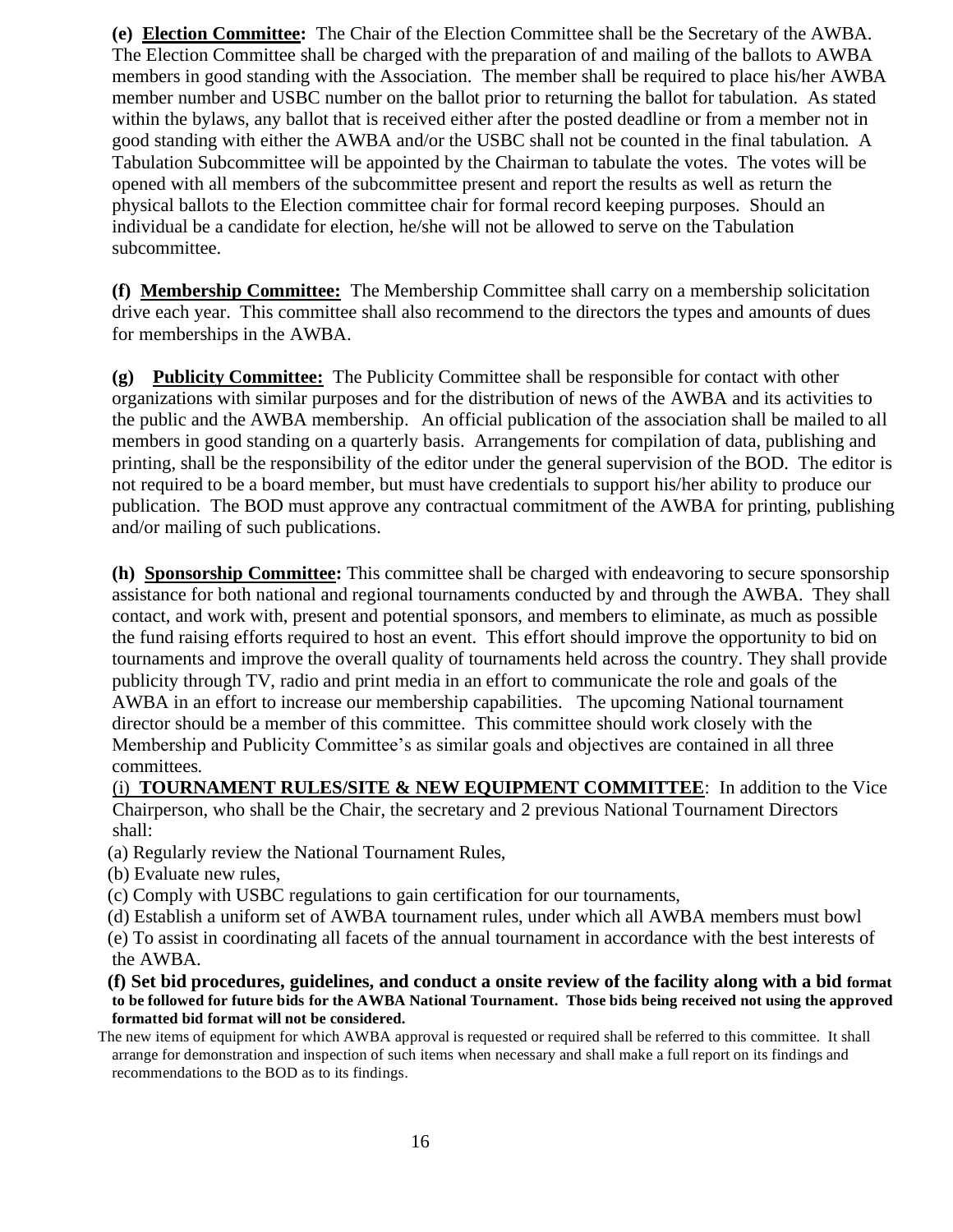**(e) Election Committee:** The Chair of the Election Committee shall be the Secretary of the AWBA. The Election Committee shall be charged with the preparation of and mailing of the ballots to AWBA members in good standing with the Association. The member shall be required to place his/her AWBA member number and USBC number on the ballot prior to returning the ballot for tabulation. As stated within the bylaws, any ballot that is received either after the posted deadline or from a member not in good standing with either the AWBA and/or the USBC shall not be counted in the final tabulation. A Tabulation Subcommittee will be appointed by the Chairman to tabulate the votes. The votes will be opened with all members of the subcommittee present and report the results as well as return the physical ballots to the Election committee chair for formal record keeping purposes. Should an individual be a candidate for election, he/she will not be allowed to serve on the Tabulation subcommittee.

**(f) Membership Committee:** The Membership Committee shall carry on a membership solicitation drive each year. This committee shall also recommend to the directors the types and amounts of dues for memberships in the AWBA.

**(g) Publicity Committee:** The Publicity Committee shall be responsible for contact with other organizations with similar purposes and for the distribution of news of the AWBA and its activities to the public and the AWBA membership. An official publication of the association shall be mailed to all members in good standing on a quarterly basis. Arrangements for compilation of data, publishing and printing, shall be the responsibility of the editor under the general supervision of the BOD. The editor is not required to be a board member, but must have credentials to support his/her ability to produce our publication. The BOD must approve any contractual commitment of the AWBA for printing, publishing and/or mailing of such publications.

**(h) Sponsorship Committee:** This committee shall be charged with endeavoring to secure sponsorship assistance for both national and regional tournaments conducted by and through the AWBA. They shall contact, and work with, present and potential sponsors, and members to eliminate, as much as possible the fund raising efforts required to host an event. This effort should improve the opportunity to bid on tournaments and improve the overall quality of tournaments held across the country. They shall provide publicity through TV, radio and print media in an effort to communicate the role and goals of the AWBA in an effort to increase our membership capabilities. The upcoming National tournament director should be a member of this committee. This committee should work closely with the Membership and Publicity Committee's as similar goals and objectives are contained in all three committees.

(i) **TOURNAMENT RULES/SITE & NEW EQUIPMENT COMMITTEE**: In addition to the Vice Chairperson, who shall be the Chair, the secretary and 2 previous National Tournament Directors shall:

(a) Regularly review the National Tournament Rules,

(b) Evaluate new rules,

(c) Comply with USBC regulations to gain certification for our tournaments,

(d) Establish a uniform set of AWBA tournament rules, under which all AWBA members must bowl

(e) To assist in coordinating all facets of the annual tournament in accordance with the best interests of the AWBA.

**(f) Set bid procedures, guidelines, and conduct a onsite review of the facility along with a bid format to be followed for future bids for the AWBA National Tournament. Those bids being received not using the approved formatted bid format will not be considered.**

The new items of equipment for which AWBA approval is requested or required shall be referred to this committee. It shall arrange for demonstration and inspection of such items when necessary and shall make a full report on its findings and recommendations to the BOD as to its findings.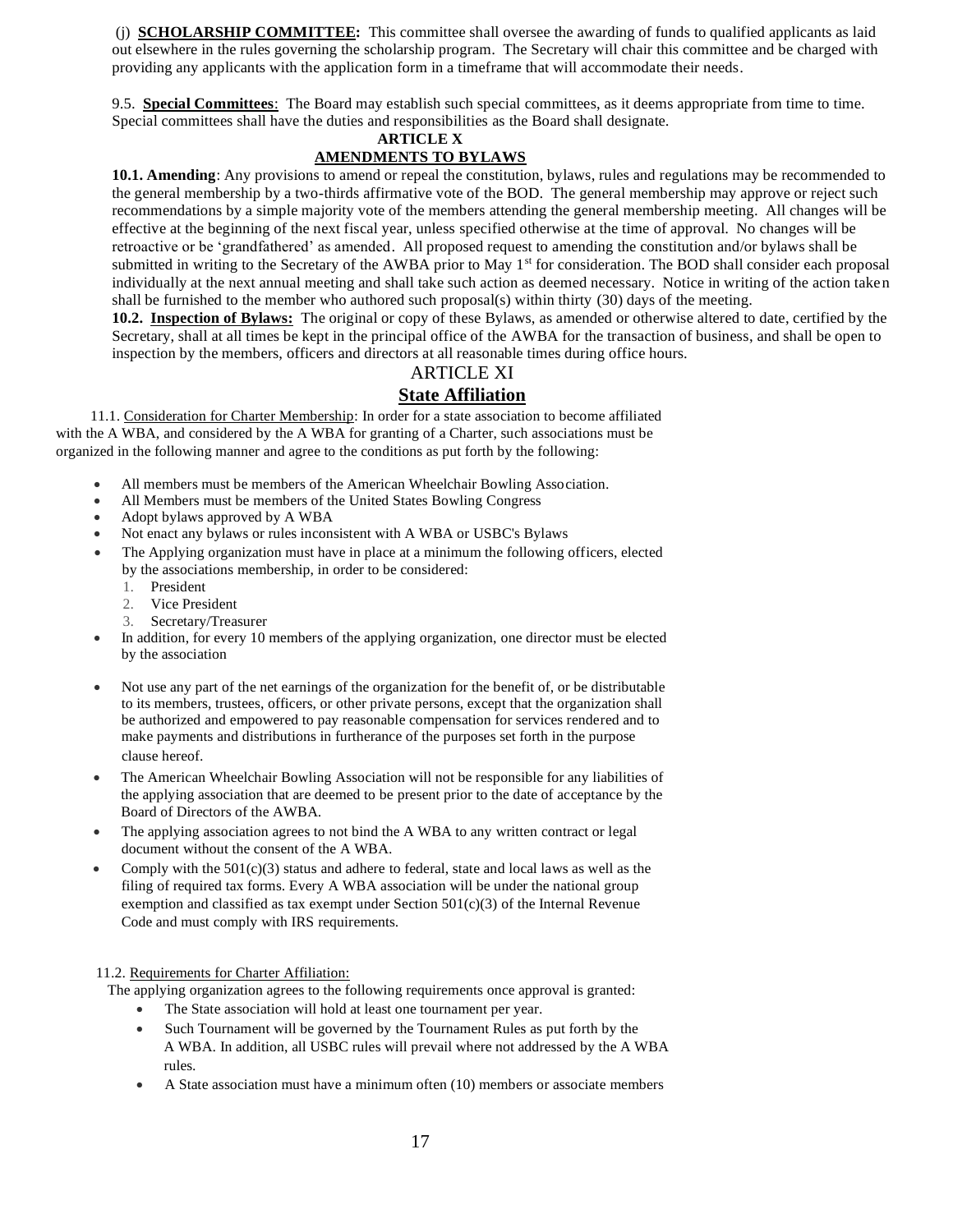(j) **SCHOLARSHIP COMMITTEE:** This committee shall oversee the awarding of funds to qualified applicants as laid out elsewhere in the rules governing the scholarship program. The Secretary will chair this committee and be charged with providing any applicants with the application form in a timeframe that will accommodate their needs.

9.5. **Special Committees**: The Board may establish such special committees, as it deems appropriate from time to time. Special committees shall have the duties and responsibilities as the Board shall designate.

## ARTICLE X
## AMENDMENTS TO BYLAWS

**10.1. Amending**: Any provisions to amend or repeal the constitution, bylaws, rules and regulations may be recommended to the general membership by a two-thirds affirmative vote of the BOD. The general membership may approve or reject such recommendations by a simple majority vote of the members attending the general membership meeting. All changes will be effective at the beginning of the next fiscal year, unless specified otherwise at the time of approval. No changes will be retroactive or be 'grandfathered' as amended. All proposed request to amending the constitution and/or bylaws shall be submitted in writing to the Secretary of the AWBA prior to May 1st for consideration. The BOD shall consider each proposal individually at the next annual meeting and shall take such action as deemed necessary. Notice in writing of the action taken shall be furnished to the member who authored such proposal(s) within thirty (30) days of the meeting.

**10.2. Inspection of Bylaws:** The original or copy of these Bylaws, as amended or otherwise altered to date, certified by the Secretary, shall at all times be kept in the principal office of the AWBA for the transaction of business, and shall be open to inspection by the members, officers and directors at all reasonable times during office hours.

## ARTICLE XI
## State Affiliation

11.1. Consideration for Charter Membership: In order for a state association to become affiliated with the A WBA, and considered by the A WBA for granting of a Charter, such associations must be organized in the following manner and agree to the conditions as put forth by the following:

- All members must be members of the American Wheelchair Bowling Association.
- All Members must be members of the United States Bowling Congress
- Adopt bylaws approved by A WBA
- Not enact any bylaws or rules inconsistent with A WBA or USBC's Bylaws
- The Applying organization must have in place at a minimum the following officers, elected by the associations membership, in order to be considered:
  1. President
  2. Vice President
  3. Secretary/Treasurer
- In addition, for every 10 members of the applying organization, one director must be elected by the association
- Not use any part of the net earnings of the organization for the benefit of, or be distributable to its members, trustees, officers, or other private persons, except that the organization shall be authorized and empowered to pay reasonable compensation for services rendered and to make payments and distributions in furtherance of the purposes set forth in the purpose clause hereof.
- The American Wheelchair Bowling Association will not be responsible for any liabilities of the applying association that are deemed to be present prior to the date of acceptance by the Board of Directors of the AWBA.
- The applying association agrees to not bind the A WBA to any written contract or legal document without the consent of the A WBA.
- Comply with the 501(c)(3) status and adhere to federal, state and local laws as well as the filing of required tax forms. Every A WBA association will be under the national group exemption and classified as tax exempt under Section 501(c)(3) of the Internal Revenue Code and must comply with IRS requirements.

11.2. Requirements for Charter Affiliation:

The applying organization agrees to the following requirements once approval is granted:

- The State association will hold at least one tournament per year.
- Such Tournament will be governed by the Tournament Rules as put forth by the A WBA. In addition, all USBC rules will prevail where not addressed by the A WBA rules.
- A State association must have a minimum often (10) members or associate members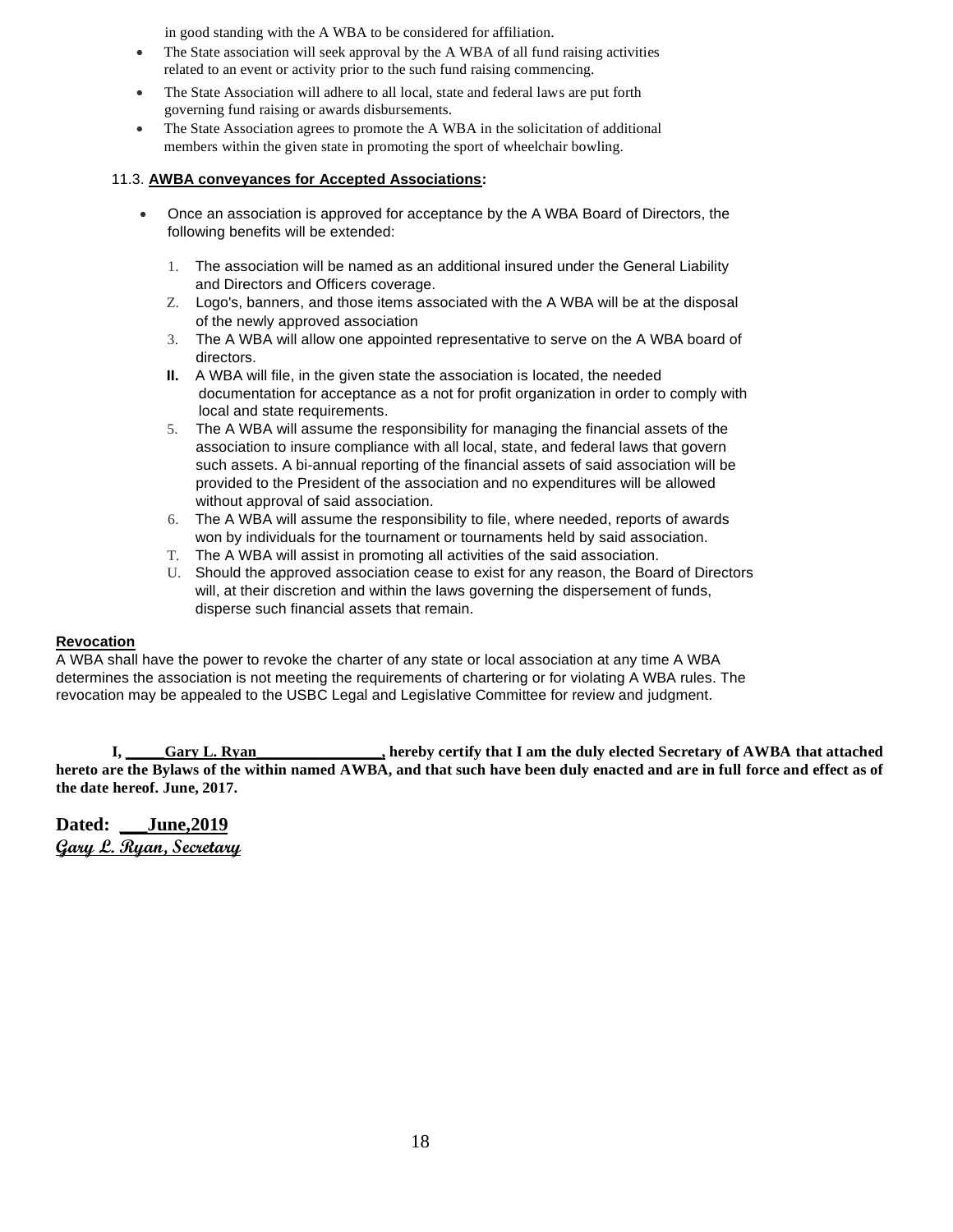in good standing with the A WBA to be considered for affiliation.

- The State association will seek approval by the A WBA of all fund raising activities related to an event or activity prior to the such fund raising commencing.
- The State Association will adhere to all local, state and federal laws are put forth governing fund raising or awards disbursements.
- The State Association agrees to promote the A WBA in the solicitation of additional members within the given state in promoting the sport of wheelchair bowling.

11.3. **AWBA conveyances for Accepted Associations:**

- Once an association is approved for acceptance by the A WBA Board of Directors, the following benefits will be extended:

  1. The association will be named as an additional insured under the General Liability and Directors and Officers coverage.
  Z. Logo's, banners, and those items associated with the A WBA will be at the disposal of the newly approved association
  3. The A WBA will allow one appointed representative to serve on the A WBA board of directors.
  **II.** A WBA will file, in the given state the association is located, the needed documentation for acceptance as a not for profit organization in order to comply with local and state requirements.
  5. The A WBA will assume the responsibility for managing the financial assets of the association to insure compliance with all local, state, and federal laws that govern such assets. A bi-annual reporting of the financial assets of said association will be provided to the President of the association and no expenditures will be allowed without approval of said association.
  6. The A WBA will assume the responsibility to file, where needed, reports of awards won by individuals for the tournament or tournaments held by said association.
  T. The A WBA will assist in promoting all activities of the said association.
  U. Should the approved association cease to exist for any reason, the Board of Directors will, at their discretion and within the laws governing the dispersement of funds, disperse such financial assets that remain.

**Revocation**

A WBA shall have the power to revoke the charter of any state or local association at any time A WBA determines the association is not meeting the requirements of chartering or for violating A WBA rules. The revocation may be appealed to the USBC Legal and Legislative Committee for review and judgment.

**I, _____Gary L. Ryan________________, hereby certify that I am the duly elected Secretary of AWBA that attached hereto are the Bylaws of the within named AWBA, and that such have been duly enacted and are in full force and effect as of the date hereof. June, 2017.**

**Dated: ___June,2019**
***Gary L. Ryan, Secretary***